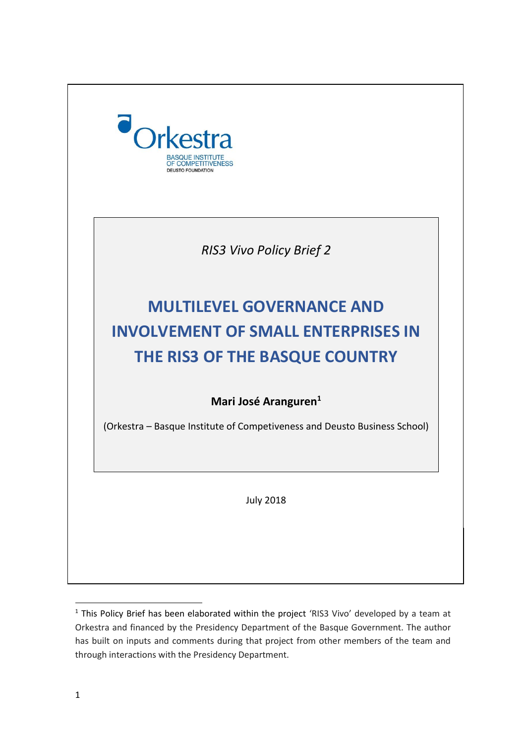Orkestra

BASQUE INSTITUTE OF COMPETITIVENESS

DEUSTO FOUNDATION

*RIS3 Vivo Policy Brief 2*

# MULTILEVEL GOVERNANCE AND INVOLVEMENT OF SMALL ENTERPRISES IN THE RIS3 OF THE BASQUE COUNTRY

**Mari José Aranguren[1]**

(Orkestra – Basque Institute of Competiveness and Deusto Business School)

July 2018

[1] This Policy Brief has been elaborated within the project 'RIS3 Vivo' developed by a team at Orkestra and financed by the Presidency Department of the Basque Government. The author has built on inputs and comments during that project from other members of the team and through interactions with the Presidency Department.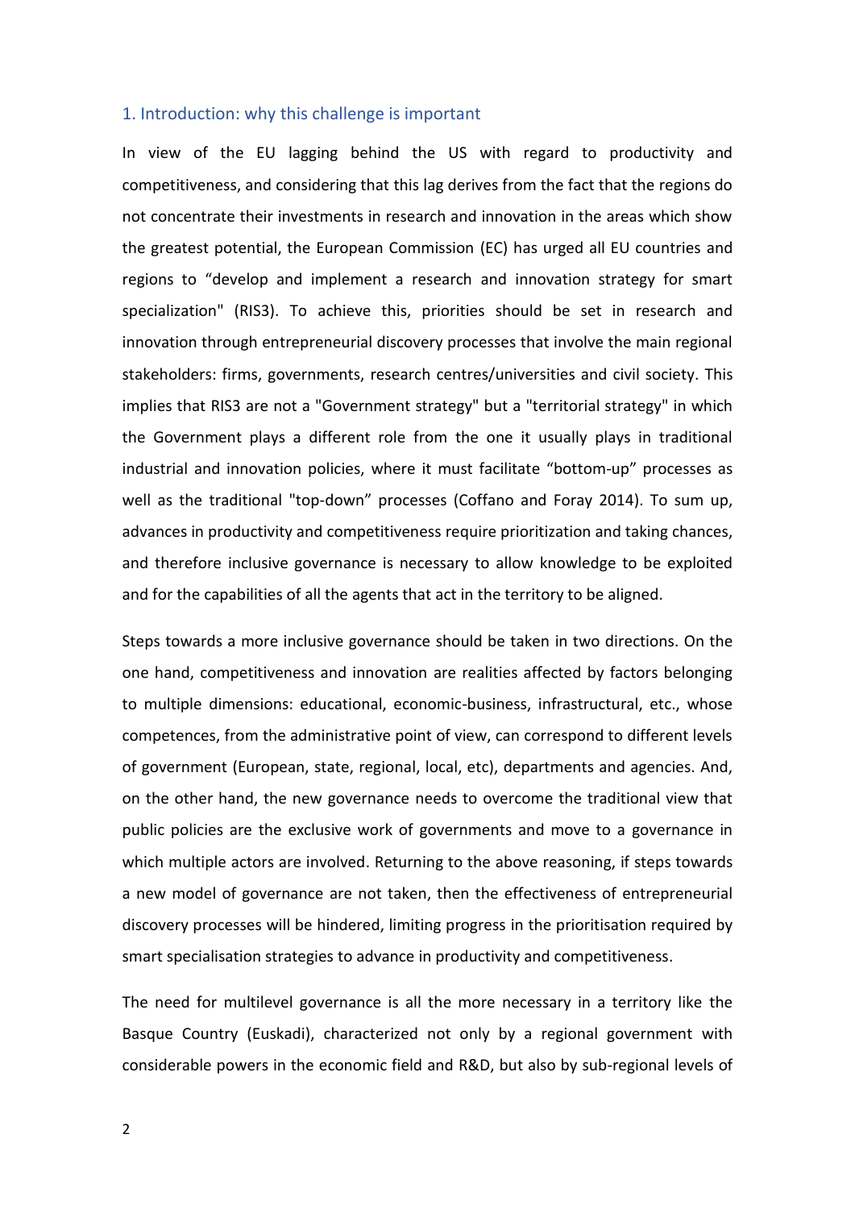## 1. Introduction: why this challenge is important

In view of the EU lagging behind the US with regard to productivity and competitiveness, and considering that this lag derives from the fact that the regions do not concentrate their investments in research and innovation in the areas which show the greatest potential, the European Commission (EC) has urged all EU countries and regions to "develop and implement a research and innovation strategy for smart specialization" (RIS3). To achieve this, priorities should be set in research and innovation through entrepreneurial discovery processes that involve the main regional stakeholders: firms, governments, research centres/universities and civil society. This implies that RIS3 are not a "Government strategy" but a "territorial strategy" in which the Government plays a different role from the one it usually plays in traditional industrial and innovation policies, where it must facilitate "bottom-up" processes as well as the traditional "top-down" processes (Coffano and Foray 2014). To sum up, advances in productivity and competitiveness require prioritization and taking chances, and therefore inclusive governance is necessary to allow knowledge to be exploited and for the capabilities of all the agents that act in the territory to be aligned.

Steps towards a more inclusive governance should be taken in two directions. On the one hand, competitiveness and innovation are realities affected by factors belonging to multiple dimensions: educational, economic-business, infrastructural, etc., whose competences, from the administrative point of view, can correspond to different levels of government (European, state, regional, local, etc), departments and agencies. And, on the other hand, the new governance needs to overcome the traditional view that public policies are the exclusive work of governments and move to a governance in which multiple actors are involved. Returning to the above reasoning, if steps towards a new model of governance are not taken, then the effectiveness of entrepreneurial discovery processes will be hindered, limiting progress in the prioritisation required by smart specialisation strategies to advance in productivity and competitiveness.

The need for multilevel governance is all the more necessary in a territory like the Basque Country (Euskadi), characterized not only by a regional government with considerable powers in the economic field and R&D, but also by sub-regional levels of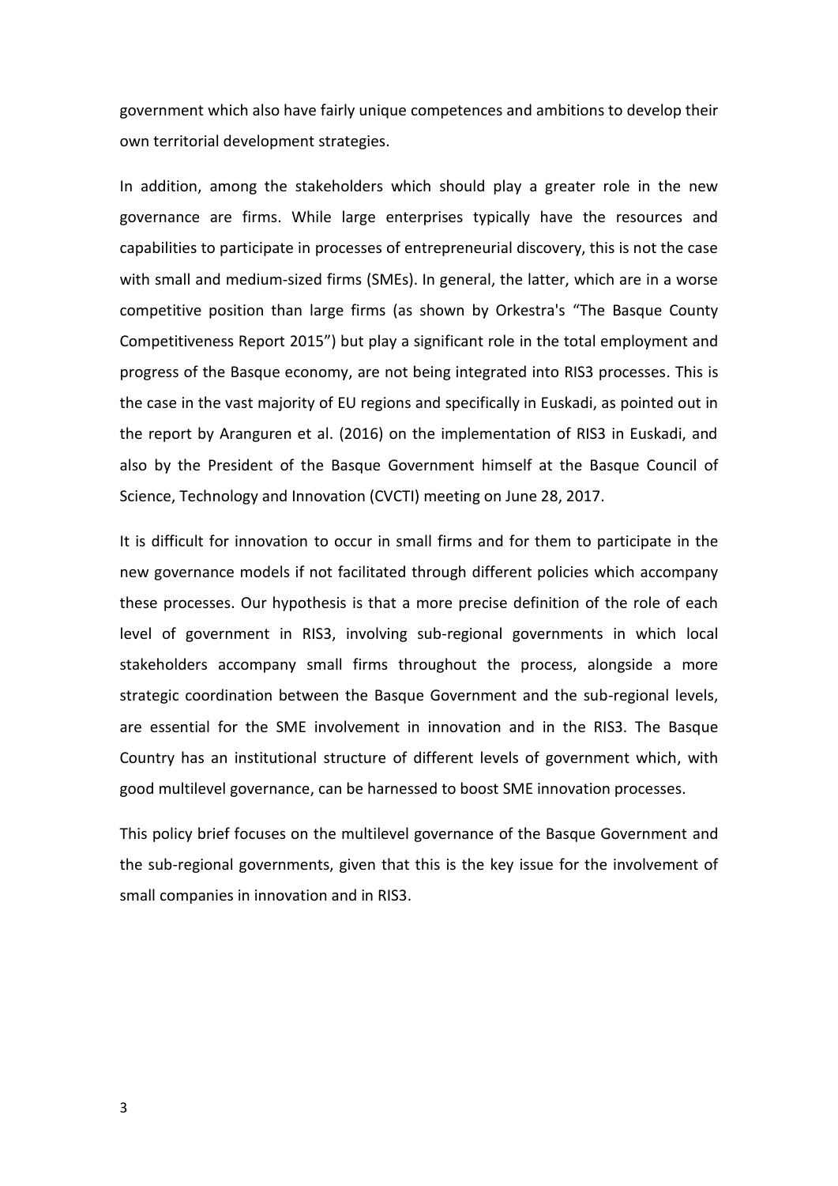government which also have fairly unique competences and ambitions to develop their own territorial development strategies.

In addition, among the stakeholders which should play a greater role in the new governance are firms. While large enterprises typically have the resources and capabilities to participate in processes of entrepreneurial discovery, this is not the case with small and medium-sized firms (SMEs). In general, the latter, which are in a worse competitive position than large firms (as shown by Orkestra's "The Basque County Competitiveness Report 2015") but play a significant role in the total employment and progress of the Basque economy, are not being integrated into RIS3 processes. This is the case in the vast majority of EU regions and specifically in Euskadi, as pointed out in the report by Aranguren et al. (2016) on the implementation of RIS3 in Euskadi, and also by the President of the Basque Government himself at the Basque Council of Science, Technology and Innovation (CVCTI) meeting on June 28, 2017.

It is difficult for innovation to occur in small firms and for them to participate in the new governance models if not facilitated through different policies which accompany these processes. Our hypothesis is that a more precise definition of the role of each level of government in RIS3, involving sub-regional governments in which local stakeholders accompany small firms throughout the process, alongside a more strategic coordination between the Basque Government and the sub-regional levels, are essential for the SME involvement in innovation and in the RIS3. The Basque Country has an institutional structure of different levels of government which, with good multilevel governance, can be harnessed to boost SME innovation processes.

This policy brief focuses on the multilevel governance of the Basque Government and the sub-regional governments, given that this is the key issue for the involvement of small companies in innovation and in RIS3.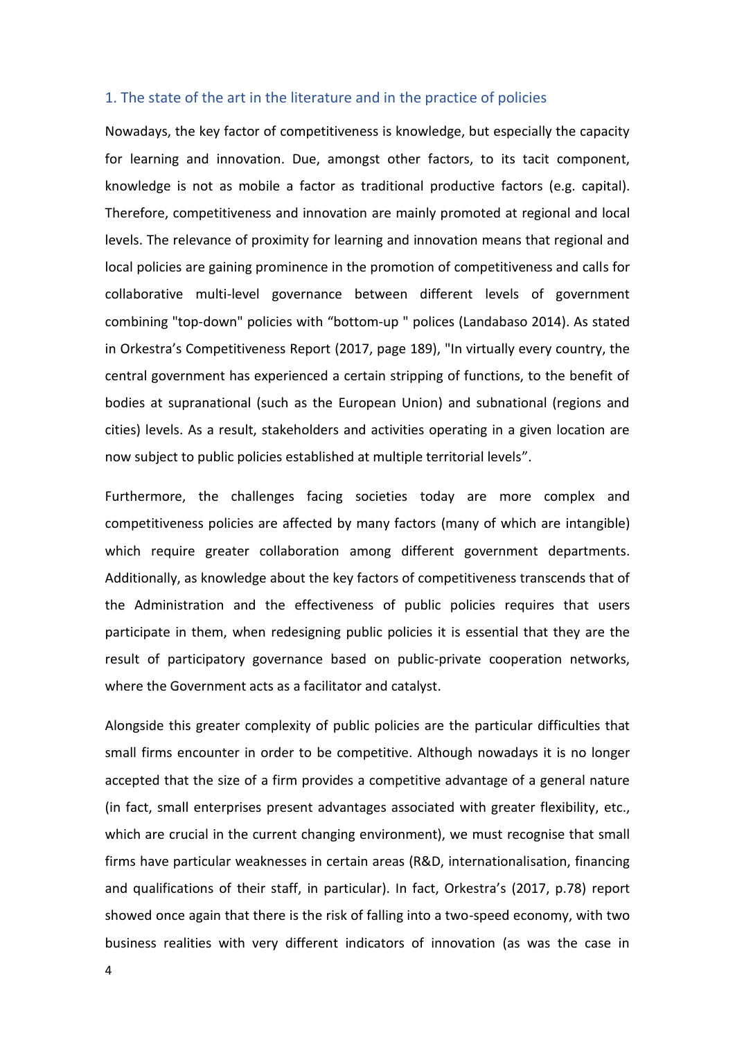## 1. The state of the art in the literature and in the practice of policies

Nowadays, the key factor of competitiveness is knowledge, but especially the capacity for learning and innovation. Due, amongst other factors, to its tacit component, knowledge is not as mobile a factor as traditional productive factors (e.g. capital). Therefore, competitiveness and innovation are mainly promoted at regional and local levels. The relevance of proximity for learning and innovation means that regional and local policies are gaining prominence in the promotion of competitiveness and calls for collaborative multi-level governance between different levels of government combining "top-down" policies with "bottom-up " polices (Landabaso 2014). As stated in Orkestra's Competitiveness Report (2017, page 189), "In virtually every country, the central government has experienced a certain stripping of functions, to the benefit of bodies at supranational (such as the European Union) and subnational (regions and cities) levels. As a result, stakeholders and activities operating in a given location are now subject to public policies established at multiple territorial levels".

Furthermore, the challenges facing societies today are more complex and competitiveness policies are affected by many factors (many of which are intangible) which require greater collaboration among different government departments. Additionally, as knowledge about the key factors of competitiveness transcends that of the Administration and the effectiveness of public policies requires that users participate in them, when redesigning public policies it is essential that they are the result of participatory governance based on public-private cooperation networks, where the Government acts as a facilitator and catalyst.

Alongside this greater complexity of public policies are the particular difficulties that small firms encounter in order to be competitive. Although nowadays it is no longer accepted that the size of a firm provides a competitive advantage of a general nature (in fact, small enterprises present advantages associated with greater flexibility, etc., which are crucial in the current changing environment), we must recognise that small firms have particular weaknesses in certain areas (R&D, internationalisation, financing and qualifications of their staff, in particular). In fact, Orkestra's (2017, p.78) report showed once again that there is the risk of falling into a two-speed economy, with two business realities with very different indicators of innovation (as was the case in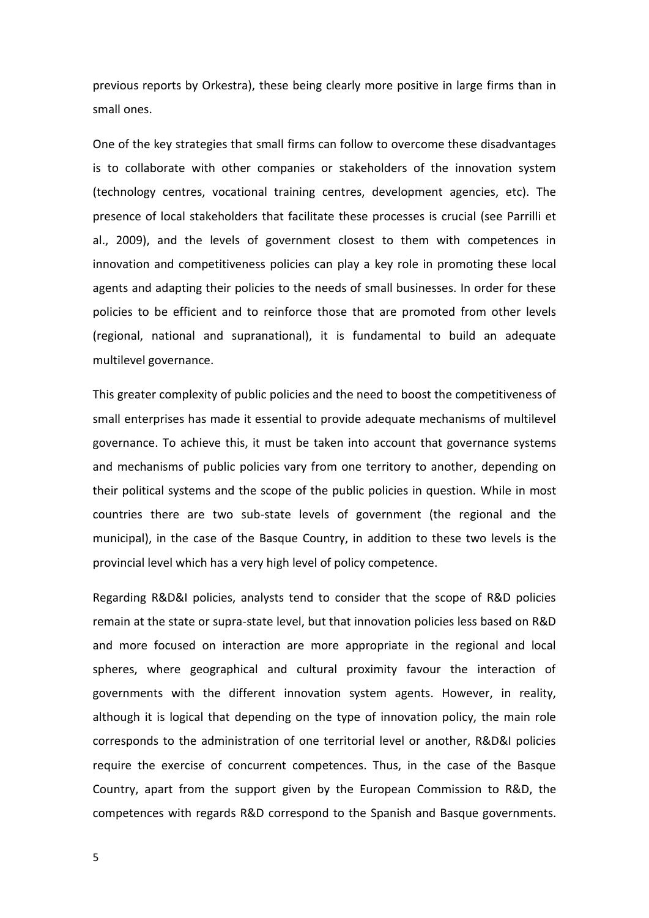previous reports by Orkestra), these being clearly more positive in large firms than in small ones.

One of the key strategies that small firms can follow to overcome these disadvantages is to collaborate with other companies or stakeholders of the innovation system (technology centres, vocational training centres, development agencies, etc). The presence of local stakeholders that facilitate these processes is crucial (see Parrilli et al., 2009), and the levels of government closest to them with competences in innovation and competitiveness policies can play a key role in promoting these local agents and adapting their policies to the needs of small businesses. In order for these policies to be efficient and to reinforce those that are promoted from other levels (regional, national and supranational), it is fundamental to build an adequate multilevel governance.

This greater complexity of public policies and the need to boost the competitiveness of small enterprises has made it essential to provide adequate mechanisms of multilevel governance. To achieve this, it must be taken into account that governance systems and mechanisms of public policies vary from one territory to another, depending on their political systems and the scope of the public policies in question. While in most countries there are two sub-state levels of government (the regional and the municipal), in the case of the Basque Country, in addition to these two levels is the provincial level which has a very high level of policy competence.

Regarding R&D&I policies, analysts tend to consider that the scope of R&D policies remain at the state or supra-state level, but that innovation policies less based on R&D and more focused on interaction are more appropriate in the regional and local spheres, where geographical and cultural proximity favour the interaction of governments with the different innovation system agents. However, in reality, although it is logical that depending on the type of innovation policy, the main role corresponds to the administration of one territorial level or another, R&D&I policies require the exercise of concurrent competences. Thus, in the case of the Basque Country, apart from the support given by the European Commission to R&D, the competences with regards R&D correspond to the Spanish and Basque governments.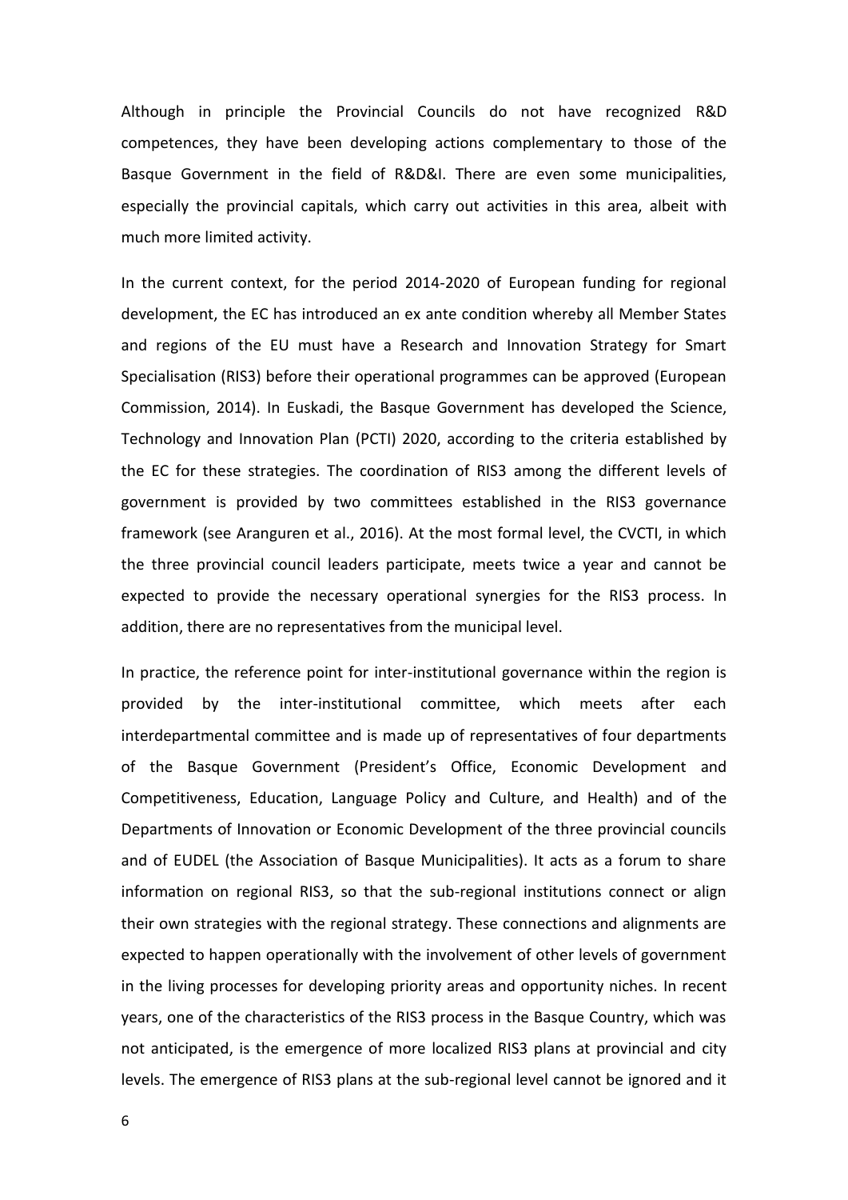Although in principle the Provincial Councils do not have recognized R&D competences, they have been developing actions complementary to those of the Basque Government in the field of R&D&I. There are even some municipalities, especially the provincial capitals, which carry out activities in this area, albeit with much more limited activity.

In the current context, for the period 2014-2020 of European funding for regional development, the EC has introduced an ex ante condition whereby all Member States and regions of the EU must have a Research and Innovation Strategy for Smart Specialisation (RIS3) before their operational programmes can be approved (European Commission, 2014). In Euskadi, the Basque Government has developed the Science, Technology and Innovation Plan (PCTI) 2020, according to the criteria established by the EC for these strategies. The coordination of RIS3 among the different levels of government is provided by two committees established in the RIS3 governance framework (see Aranguren et al., 2016). At the most formal level, the CVCTI, in which the three provincial council leaders participate, meets twice a year and cannot be expected to provide the necessary operational synergies for the RIS3 process. In addition, there are no representatives from the municipal level.

In practice, the reference point for inter-institutional governance within the region is provided by the inter-institutional committee, which meets after each interdepartmental committee and is made up of representatives of four departments of the Basque Government (President's Office, Economic Development and Competitiveness, Education, Language Policy and Culture, and Health) and of the Departments of Innovation or Economic Development of the three provincial councils and of EUDEL (the Association of Basque Municipalities). It acts as a forum to share information on regional RIS3, so that the sub-regional institutions connect or align their own strategies with the regional strategy. These connections and alignments are expected to happen operationally with the involvement of other levels of government in the living processes for developing priority areas and opportunity niches. In recent years, one of the characteristics of the RIS3 process in the Basque Country, which was not anticipated, is the emergence of more localized RIS3 plans at provincial and city levels. The emergence of RIS3 plans at the sub-regional level cannot be ignored and it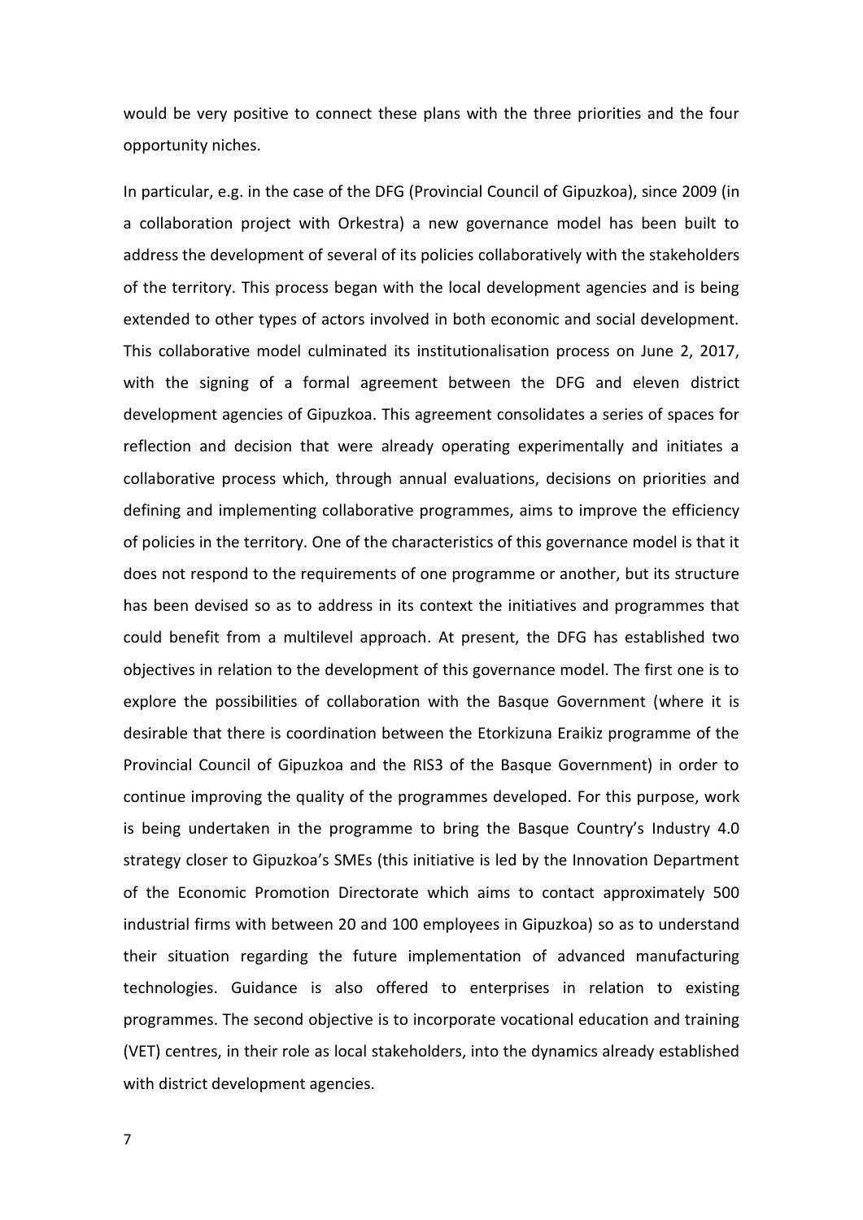would be very positive to connect these plans with the three priorities and the four opportunity niches.

In particular, e.g. in the case of the DFG (Provincial Council of Gipuzkoa), since 2009 (in a collaboration project with Orkestra) a new governance model has been built to address the development of several of its policies collaboratively with the stakeholders of the territory. This process began with the local development agencies and is being extended to other types of actors involved in both economic and social development. This collaborative model culminated its institutionalisation process on June 2, 2017, with the signing of a formal agreement between the DFG and eleven district development agencies of Gipuzkoa. This agreement consolidates a series of spaces for reflection and decision that were already operating experimentally and initiates a collaborative process which, through annual evaluations, decisions on priorities and defining and implementing collaborative programmes, aims to improve the efficiency of policies in the territory. One of the characteristics of this governance model is that it does not respond to the requirements of one programme or another, but its structure has been devised so as to address in its context the initiatives and programmes that could benefit from a multilevel approach. At present, the DFG has established two objectives in relation to the development of this governance model. The first one is to explore the possibilities of collaboration with the Basque Government (where it is desirable that there is coordination between the Etorkizuna Eraikiz programme of the Provincial Council of Gipuzkoa and the RIS3 of the Basque Government) in order to continue improving the quality of the programmes developed. For this purpose, work is being undertaken in the programme to bring the Basque Country's Industry 4.0 strategy closer to Gipuzkoa's SMEs (this initiative is led by the Innovation Department of the Economic Promotion Directorate which aims to contact approximately 500 industrial firms with between 20 and 100 employees in Gipuzkoa) so as to understand their situation regarding the future implementation of advanced manufacturing technologies. Guidance is also offered to enterprises in relation to existing programmes. The second objective is to incorporate vocational education and training (VET) centres, in their role as local stakeholders, into the dynamics already established with district development agencies.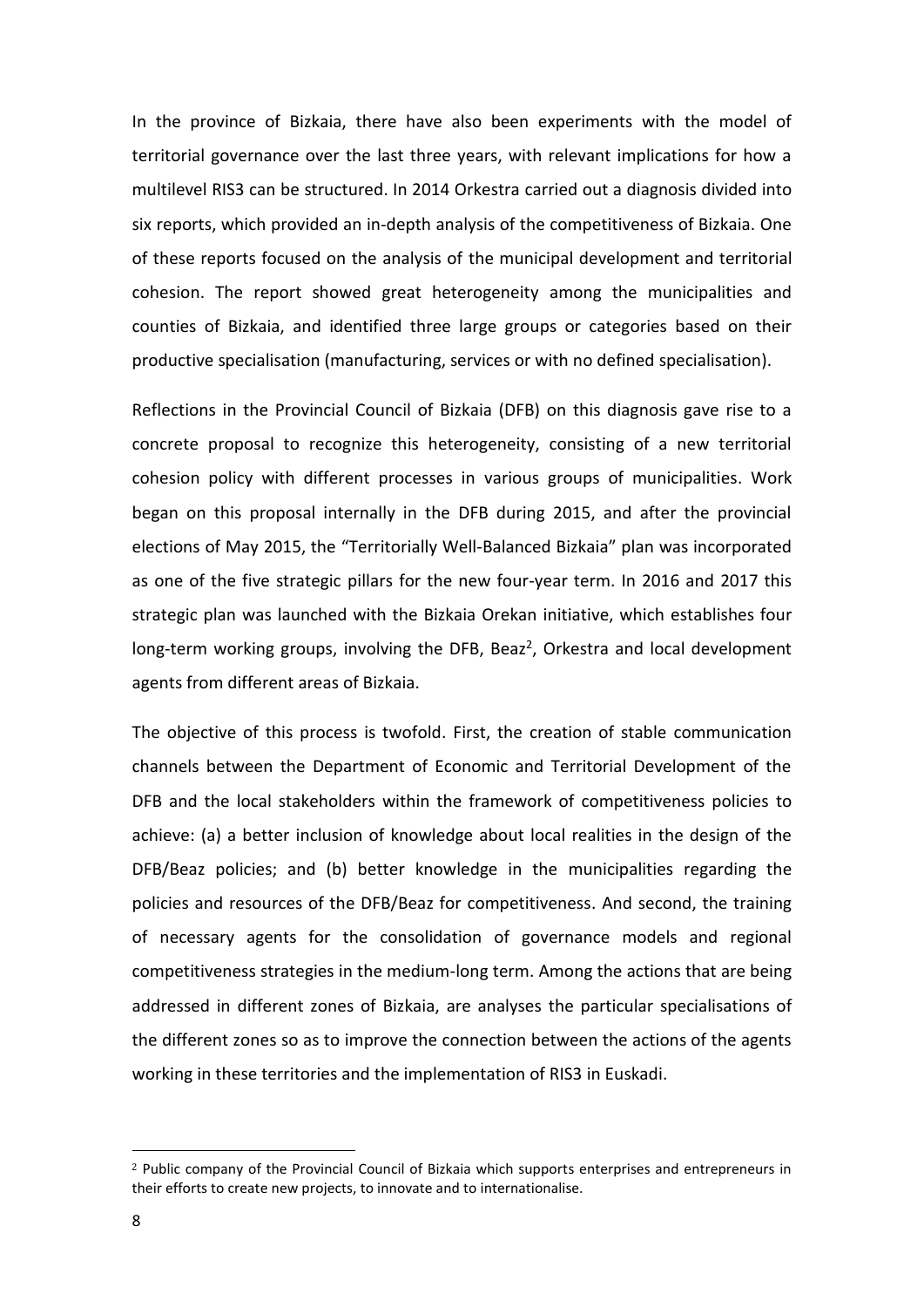In the province of Bizkaia, there have also been experiments with the model of territorial governance over the last three years, with relevant implications for how a multilevel RIS3 can be structured. In 2014 Orkestra carried out a diagnosis divided into six reports, which provided an in-depth analysis of the competitiveness of Bizkaia. One of these reports focused on the analysis of the municipal development and territorial cohesion. The report showed great heterogeneity among the municipalities and counties of Bizkaia, and identified three large groups or categories based on their productive specialisation (manufacturing, services or with no defined specialisation).

Reflections in the Provincial Council of Bizkaia (DFB) on this diagnosis gave rise to a concrete proposal to recognize this heterogeneity, consisting of a new territorial cohesion policy with different processes in various groups of municipalities. Work began on this proposal internally in the DFB during 2015, and after the provincial elections of May 2015, the "Territorially Well-Balanced Bizkaia" plan was incorporated as one of the five strategic pillars for the new four-year term. In 2016 and 2017 this strategic plan was launched with the Bizkaia Orekan initiative, which establishes four long-term working groups, involving the DFB, Beaz[2], Orkestra and local development agents from different areas of Bizkaia.

The objective of this process is twofold. First, the creation of stable communication channels between the Department of Economic and Territorial Development of the DFB and the local stakeholders within the framework of competitiveness policies to achieve: (a) a better inclusion of knowledge about local realities in the design of the DFB/Beaz policies; and (b) better knowledge in the municipalities regarding the policies and resources of the DFB/Beaz for competitiveness. And second, the training of necessary agents for the consolidation of governance models and regional competitiveness strategies in the medium-long term. Among the actions that are being addressed in different zones of Bizkaia, are analyses the particular specialisations of the different zones so as to improve the connection between the actions of the agents working in these territories and the implementation of RIS3 in Euskadi.

[2] Public company of the Provincial Council of Bizkaia which supports enterprises and entrepreneurs in their efforts to create new projects, to innovate and to internationalise.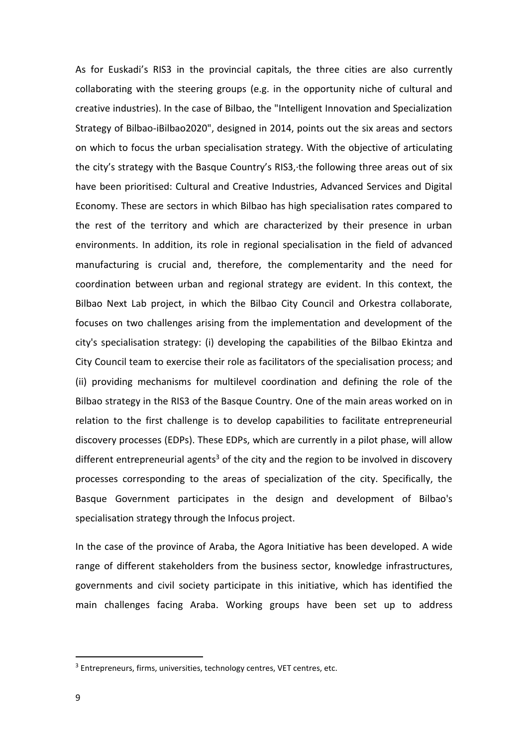As for Euskadi's RIS3 in the provincial capitals, the three cities are also currently collaborating with the steering groups (e.g. in the opportunity niche of cultural and creative industries). In the case of Bilbao, the "Intelligent Innovation and Specialization Strategy of Bilbao-iBilbao2020", designed in 2014, points out the six areas and sectors on which to focus the urban specialisation strategy. With the objective of articulating the city's strategy with the Basque Country's RIS3,·the following three areas out of six have been prioritised: Cultural and Creative Industries, Advanced Services and Digital Economy. These are sectors in which Bilbao has high specialisation rates compared to the rest of the territory and which are characterized by their presence in urban environments. In addition, its role in regional specialisation in the field of advanced manufacturing is crucial and, therefore, the complementarity and the need for coordination between urban and regional strategy are evident. In this context, the Bilbao Next Lab project, in which the Bilbao City Council and Orkestra collaborate, focuses on two challenges arising from the implementation and development of the city's specialisation strategy: (i) developing the capabilities of the Bilbao Ekintza and City Council team to exercise their role as facilitators of the specialisation process; and (ii) providing mechanisms for multilevel coordination and defining the role of the Bilbao strategy in the RIS3 of the Basque Country. One of the main areas worked on in relation to the first challenge is to develop capabilities to facilitate entrepreneurial discovery processes (EDPs). These EDPs, which are currently in a pilot phase, will allow different entrepreneurial agents[3] of the city and the region to be involved in discovery processes corresponding to the areas of specialization of the city. Specifically, the Basque Government participates in the design and development of Bilbao's specialisation strategy through the Infocus project.

In the case of the province of Araba, the Agora Initiative has been developed. A wide range of different stakeholders from the business sector, knowledge infrastructures, governments and civil society participate in this initiative, which has identified the main challenges facing Araba. Working groups have been set up to address

[3] Entrepreneurs, firms, universities, technology centres, VET centres, etc.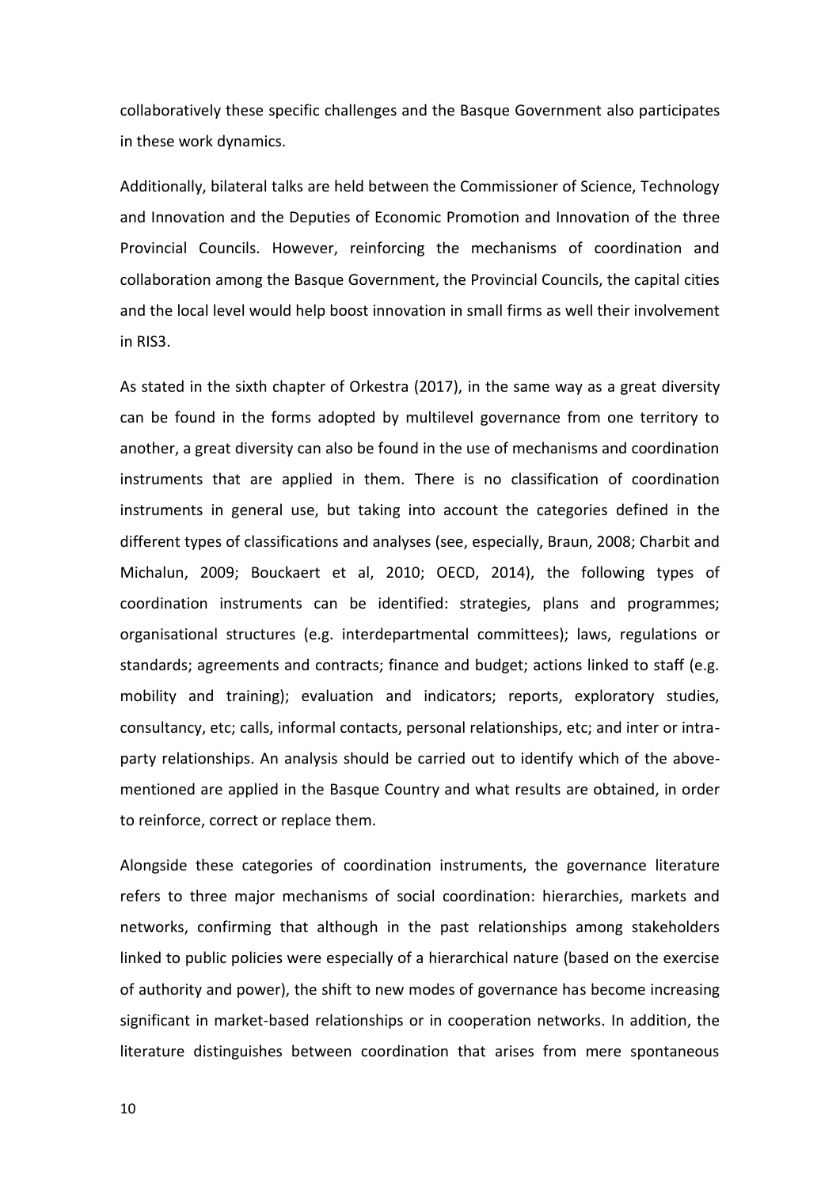collaboratively these specific challenges and the Basque Government also participates in these work dynamics.

Additionally, bilateral talks are held between the Commissioner of Science, Technology and Innovation and the Deputies of Economic Promotion and Innovation of the three Provincial Councils. However, reinforcing the mechanisms of coordination and collaboration among the Basque Government, the Provincial Councils, the capital cities and the local level would help boost innovation in small firms as well their involvement in RIS3.

As stated in the sixth chapter of Orkestra (2017), in the same way as a great diversity can be found in the forms adopted by multilevel governance from one territory to another, a great diversity can also be found in the use of mechanisms and coordination instruments that are applied in them. There is no classification of coordination instruments in general use, but taking into account the categories defined in the different types of classifications and analyses (see, especially, Braun, 2008; Charbit and Michalun, 2009; Bouckaert et al, 2010; OECD, 2014), the following types of coordination instruments can be identified: strategies, plans and programmes; organisational structures (e.g. interdepartmental committees); laws, regulations or standards; agreements and contracts; finance and budget; actions linked to staff (e.g. mobility and training); evaluation and indicators; reports, exploratory studies, consultancy, etc; calls, informal contacts, personal relationships, etc; and inter or intra-party relationships. An analysis should be carried out to identify which of the above-mentioned are applied in the Basque Country and what results are obtained, in order to reinforce, correct or replace them.

Alongside these categories of coordination instruments, the governance literature refers to three major mechanisms of social coordination: hierarchies, markets and networks, confirming that although in the past relationships among stakeholders linked to public policies were especially of a hierarchical nature (based on the exercise of authority and power), the shift to new modes of governance has become increasing significant in market-based relationships or in cooperation networks. In addition, the literature distinguishes between coordination that arises from mere spontaneous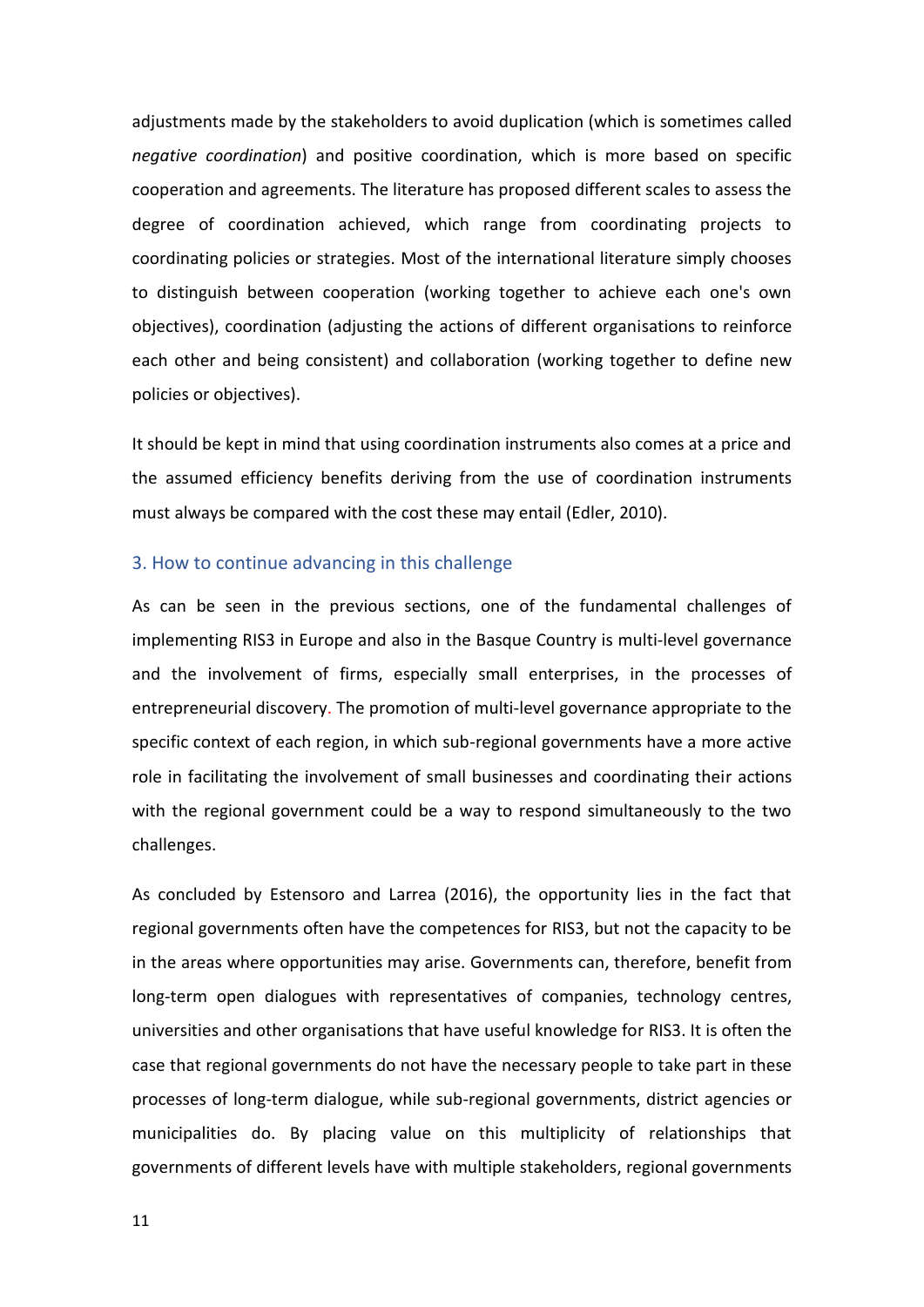adjustments made by the stakeholders to avoid duplication (which is sometimes called *negative coordination*) and positive coordination, which is more based on specific cooperation and agreements. The literature has proposed different scales to assess the degree of coordination achieved, which range from coordinating projects to coordinating policies or strategies. Most of the international literature simply chooses to distinguish between cooperation (working together to achieve each one's own objectives), coordination (adjusting the actions of different organisations to reinforce each other and being consistent) and collaboration (working together to define new policies or objectives).

It should be kept in mind that using coordination instruments also comes at a price and the assumed efficiency benefits deriving from the use of coordination instruments must always be compared with the cost these may entail (Edler, 2010).

## 3. How to continue advancing in this challenge

As can be seen in the previous sections, one of the fundamental challenges of implementing RIS3 in Europe and also in the Basque Country is multi-level governance and the involvement of firms, especially small enterprises, in the processes of entrepreneurial discovery. The promotion of multi-level governance appropriate to the specific context of each region, in which sub-regional governments have a more active role in facilitating the involvement of small businesses and coordinating their actions with the regional government could be a way to respond simultaneously to the two challenges.

As concluded by Estensoro and Larrea (2016), the opportunity lies in the fact that regional governments often have the competences for RIS3, but not the capacity to be in the areas where opportunities may arise. Governments can, therefore, benefit from long-term open dialogues with representatives of companies, technology centres, universities and other organisations that have useful knowledge for RIS3. It is often the case that regional governments do not have the necessary people to take part in these processes of long-term dialogue, while sub-regional governments, district agencies or municipalities do. By placing value on this multiplicity of relationships that governments of different levels have with multiple stakeholders, regional governments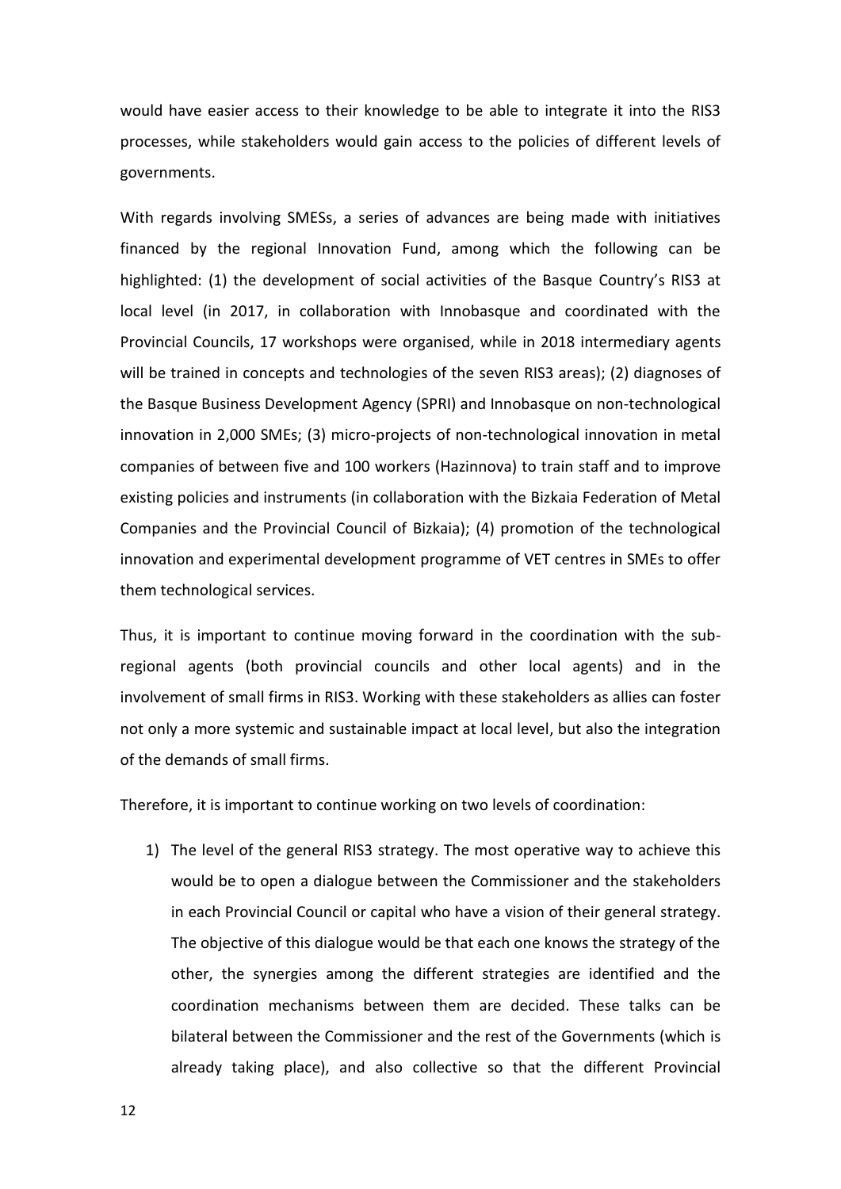would have easier access to their knowledge to be able to integrate it into the RIS3 processes, while stakeholders would gain access to the policies of different levels of governments.

With regards involving SMESs, a series of advances are being made with initiatives financed by the regional Innovation Fund, among which the following can be highlighted: (1) the development of social activities of the Basque Country's RIS3 at local level (in 2017, in collaboration with Innobasque and coordinated with the Provincial Councils, 17 workshops were organised, while in 2018 intermediary agents will be trained in concepts and technologies of the seven RIS3 areas); (2) diagnoses of the Basque Business Development Agency (SPRI) and Innobasque on non-technological innovation in 2,000 SMEs; (3) micro-projects of non-technological innovation in metal companies of between five and 100 workers (Hazinnova) to train staff and to improve existing policies and instruments (in collaboration with the Bizkaia Federation of Metal Companies and the Provincial Council of Bizkaia); (4) promotion of the technological innovation and experimental development programme of VET centres in SMEs to offer them technological services.

Thus, it is important to continue moving forward in the coordination with the sub-regional agents (both provincial councils and other local agents) and in the involvement of small firms in RIS3. Working with these stakeholders as allies can foster not only a more systemic and sustainable impact at local level, but also the integration of the demands of small firms.

Therefore, it is important to continue working on two levels of coordination:

1) The level of the general RIS3 strategy. The most operative way to achieve this would be to open a dialogue between the Commissioner and the stakeholders in each Provincial Council or capital who have a vision of their general strategy. The objective of this dialogue would be that each one knows the strategy of the other, the synergies among the different strategies are identified and the coordination mechanisms between them are decided. These talks can be bilateral between the Commissioner and the rest of the Governments (which is already taking place), and also collective so that the different Provincial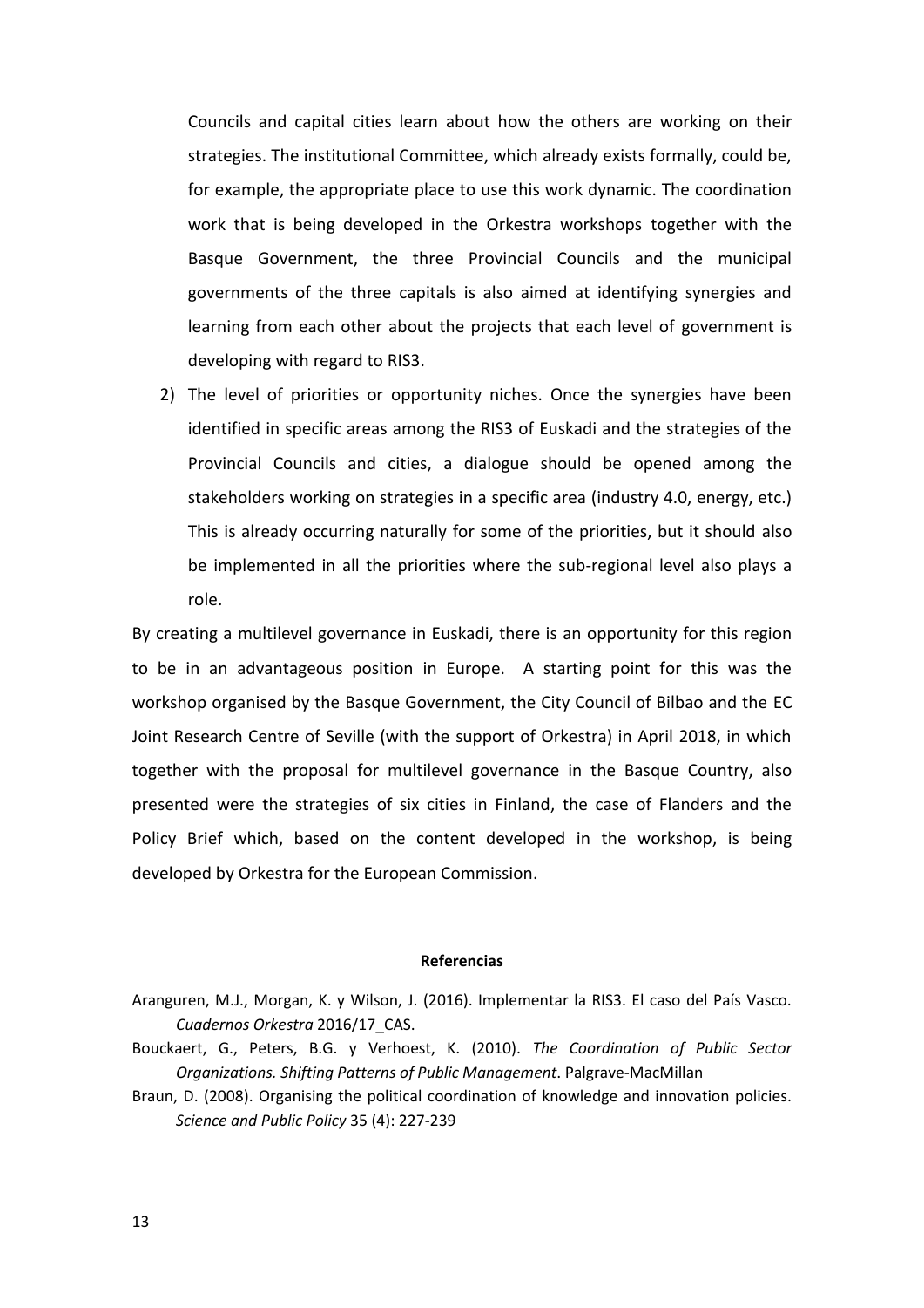Councils and capital cities learn about how the others are working on their strategies. The institutional Committee, which already exists formally, could be, for example, the appropriate place to use this work dynamic. The coordination work that is being developed in the Orkestra workshops together with the Basque Government, the three Provincial Councils and the municipal governments of the three capitals is also aimed at identifying synergies and learning from each other about the projects that each level of government is developing with regard to RIS3.

2) The level of priorities or opportunity niches. Once the synergies have been identified in specific areas among the RIS3 of Euskadi and the strategies of the Provincial Councils and cities, a dialogue should be opened among the stakeholders working on strategies in a specific area (industry 4.0, energy, etc.) This is already occurring naturally for some of the priorities, but it should also be implemented in all the priorities where the sub-regional level also plays a role.

By creating a multilevel governance in Euskadi, there is an opportunity for this region to be in an advantageous position in Europe. A starting point for this was the workshop organised by the Basque Government, the City Council of Bilbao and the EC Joint Research Centre of Seville (with the support of Orkestra) in April 2018, in which together with the proposal for multilevel governance in the Basque Country, also presented were the strategies of six cities in Finland, the case of Flanders and the Policy Brief which, based on the content developed in the workshop, is being developed by Orkestra for the European Commission.

**Referencias**

Aranguren, M.J., Morgan, K. y Wilson, J. (2016). Implementar la RIS3. El caso del País Vasco. *Cuadernos Orkestra* 2016/17_CAS.

Bouckaert, G., Peters, B.G. y Verhoest, K. (2010). *The Coordination of Public Sector Organizations. Shifting Patterns of Public Management*. Palgrave-MacMillan

Braun, D. (2008). Organising the political coordination of knowledge and innovation policies. *Science and Public Policy* 35 (4): 227-239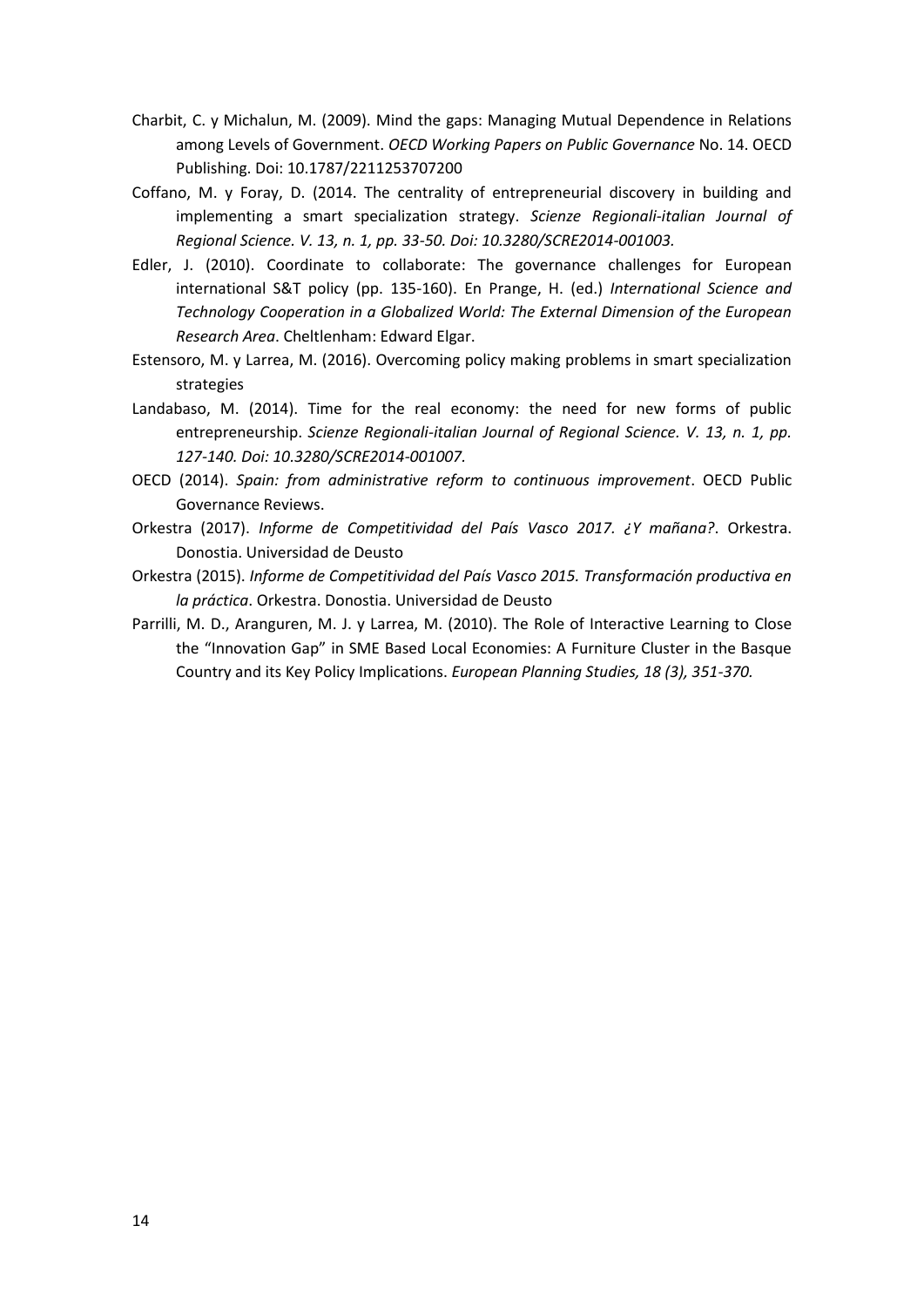Charbit, C. y Michalun, M. (2009). Mind the gaps: Managing Mutual Dependence in Relations among Levels of Government. *OECD Working Papers on Public Governance* No. 14. OECD Publishing. Doi: 10.1787/2211253707200

Coffano, M. y Foray, D. (2014. The centrality of entrepreneurial discovery in building and implementing a smart specialization strategy. *Scienze Regionali-italian Journal of Regional Science. V. 13, n. 1, pp. 33-50. Doi: 10.3280/SCRE2014-001003.*

Edler, J. (2010). Coordinate to collaborate: The governance challenges for European international S&T policy (pp. 135-160). En Prange, H. (ed.) *International Science and Technology Cooperation in a Globalized World: The External Dimension of the European Research Area*. Cheltlenham: Edward Elgar.

Estensoro, M. y Larrea, M. (2016). Overcoming policy making problems in smart specialization strategies

Landabaso, M. (2014). Time for the real economy: the need for new forms of public entrepreneurship. *Scienze Regionali-italian Journal of Regional Science. V. 13, n. 1, pp. 127-140. Doi: 10.3280/SCRE2014-001007.*

OECD (2014). *Spain: from administrative reform to continuous improvement*. OECD Public Governance Reviews.

Orkestra (2017). *Informe de Competitividad del País Vasco 2017. ¿Y mañana?*. Orkestra. Donostia. Universidad de Deusto

Orkestra (2015). *Informe de Competitividad del País Vasco 2015. Transformación productiva en la práctica*. Orkestra. Donostia. Universidad de Deusto

Parrilli, M. D., Aranguren, M. J. y Larrea, M. (2010). The Role of Interactive Learning to Close the "Innovation Gap" in SME Based Local Economies: A Furniture Cluster in the Basque Country and its Key Policy Implications. *European Planning Studies, 18 (3), 351-370.*